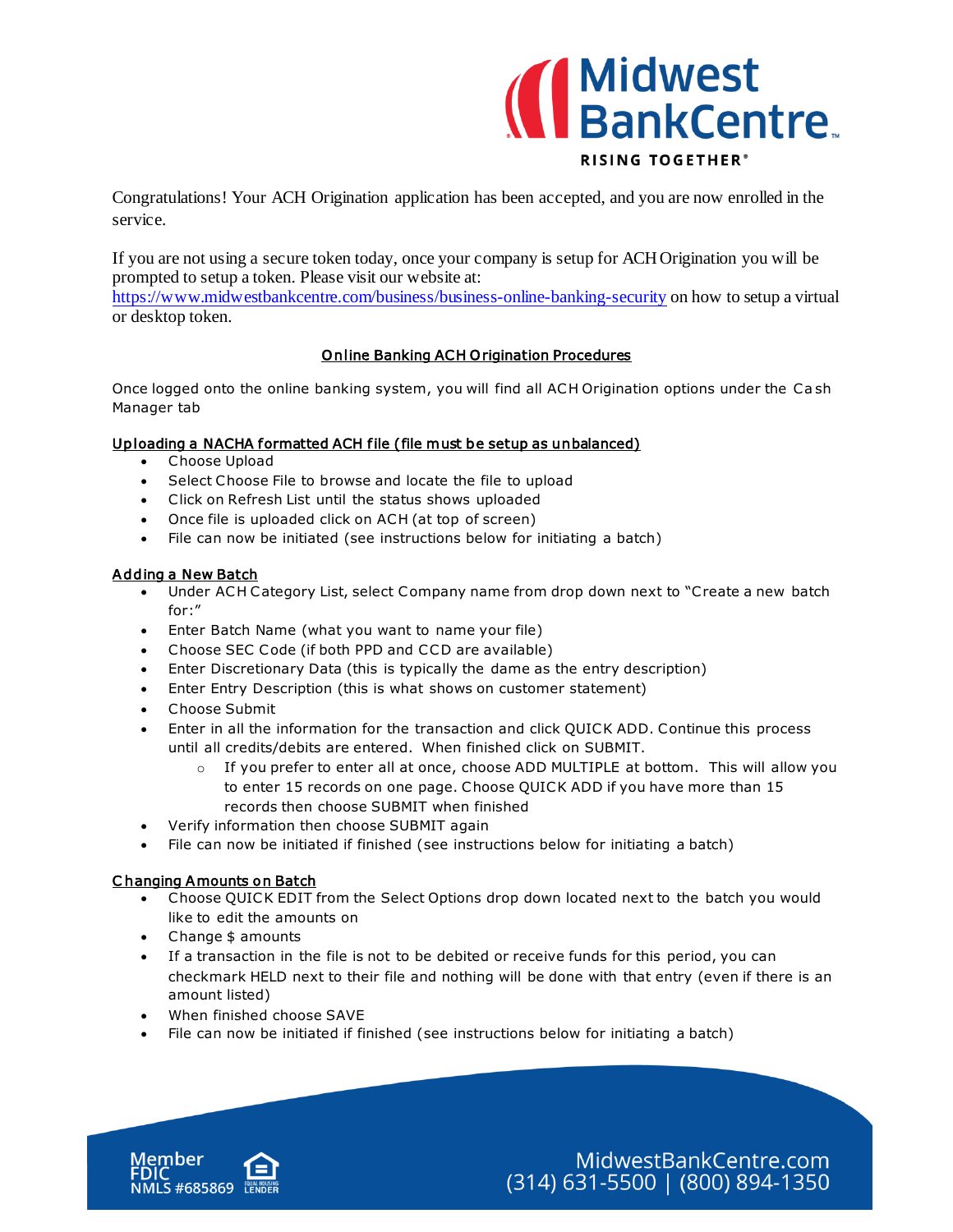Congratulations! Your ACH Origination application has been accepted, and you are now enrolled in the service.

If you are not using a secure token today, once your company is setup for ACH Origination you will be prompted to setup a token. Please visit our website at: https://www.midwestbankcentre.com/business/business-online-banking-security on how to setup a virtual or desktop token.

## Online Banking ACH Origination Procedures

Once logged onto the online banking system, you will find all ACH Origination options under the Cash Manager tab

### Uploading a NACHA formatted ACH file (file must be setup as unbalanced)

- Choose Upload
- Select Choose File to browse and locate the file to upload
- Click on Refresh List until the status shows uploaded
- Once file is uploaded click on ACH (at top of screen)
- File can now be initiated (see instructions below for initiating a batch)

### Adding a New Batch

- Under ACH Category List, select Company name from drop down next to "Create a new batch for:"
- Enter Batch Name (what you want to name your file)
- Choose SEC Code (if both PPD and CCD are available)
- Enter Discretionary Data (this is typically the dame as the entry description)
- Enter Entry Description (this is what shows on customer statement)
- Choose Submit
- Enter in all the information for the transaction and click QUICK ADD. Continue this process until all credits/debits are entered. When finished click on SUBMIT.
    - If you prefer to enter all at once, choose ADD MULTIPLE at bottom. This will allow you to enter 15 records on one page. Choose QUICK ADD if you have more than 15 records then choose SUBMIT when finished
- Verify information then choose SUBMIT again
- File can now be initiated if finished (see instructions below for initiating a batch)

### Changing Amounts on Batch

- Choose QUICK EDIT from the Select Options drop down located next to the batch you would like to edit the amounts on
- Change $ amounts
- If a transaction in the file is not to be debited or receive funds for this period, you can checkmark HELD next to their file and nothing will be done with that entry (even if there is an amount listed)
- When finished choose SAVE
- File can now be initiated if finished (see instructions below for initiating a batch)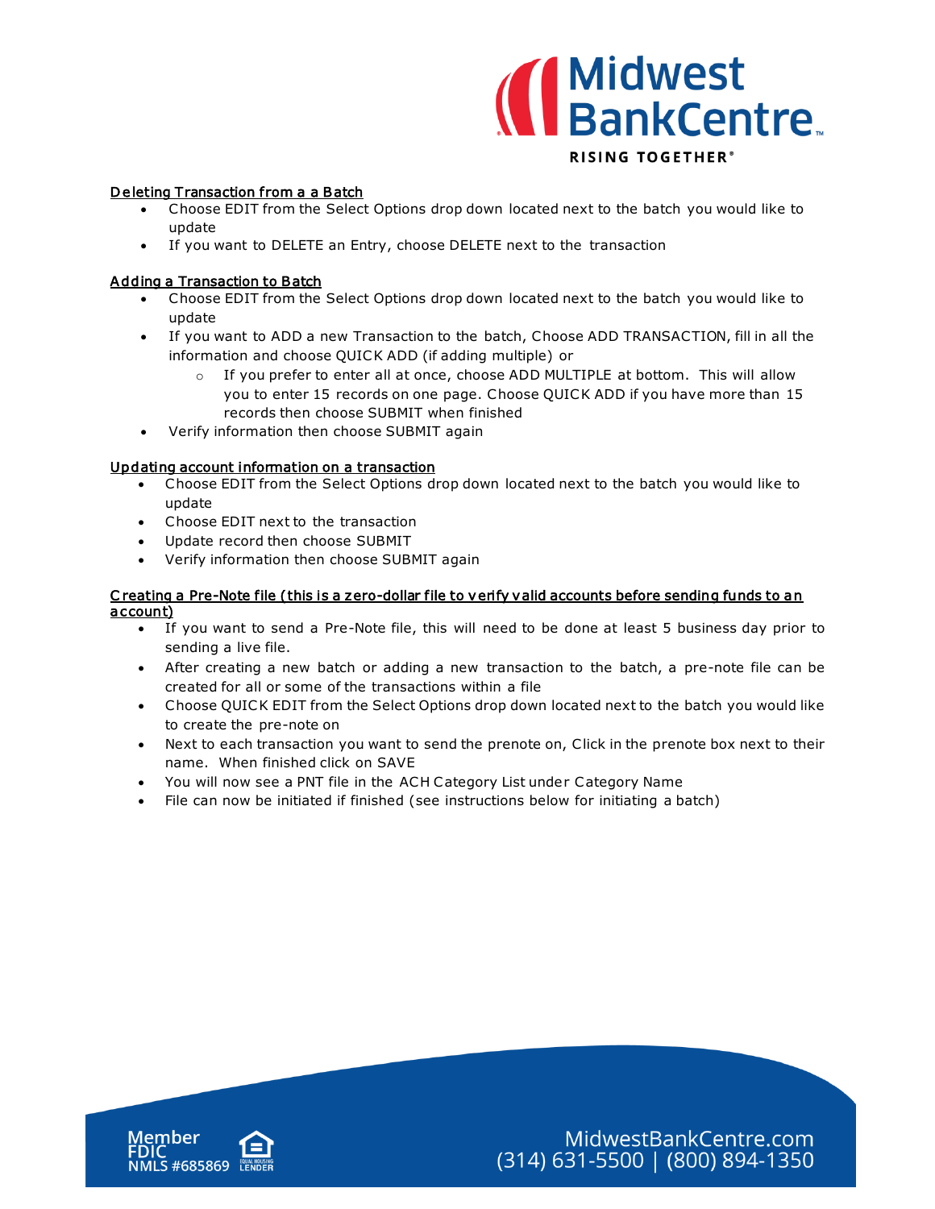**Deleting Transaction from a a Batch**

- Choose EDIT from the Select Options drop down located next to the batch you would like to update
- If you want to DELETE an Entry, choose DELETE next to the transaction

**Adding a Transaction to Batch**

- Choose EDIT from the Select Options drop down located next to the batch you would like to update
- If you want to ADD a new Transaction to the batch, Choose ADD TRANSACTION, fill in all the information and choose QUICK ADD (if adding multiple) or
    - If you prefer to enter all at once, choose ADD MULTIPLE at bottom. This will allow you to enter 15 records on one page. Choose QUICK ADD if you have more than 15 records then choose SUBMIT when finished
- Verify information then choose SUBMIT again

**Updating account information on a transaction**

- Choose EDIT from the Select Options drop down located next to the batch you would like to update
- Choose EDIT next to the transaction
- Update record then choose SUBMIT
- Verify information then choose SUBMIT again

**Creating a Pre-Note file (this is a zero-dollar file to verify valid accounts before sending funds to an account)**

- If you want to send a Pre-Note file, this will need to be done at least 5 business day prior to sending a live file.
- After creating a new batch or adding a new transaction to the batch, a pre-note file can be created for all or some of the transactions within a file
- Choose QUICK EDIT from the Select Options drop down located next to the batch you would like to create the pre-note on
- Next to each transaction you want to send the prenote on, Click in the prenote box next to their name. When finished click on SAVE
- You will now see a PNT file in the ACH Category List under Category Name
- File can now be initiated if finished (see instructions below for initiating a batch)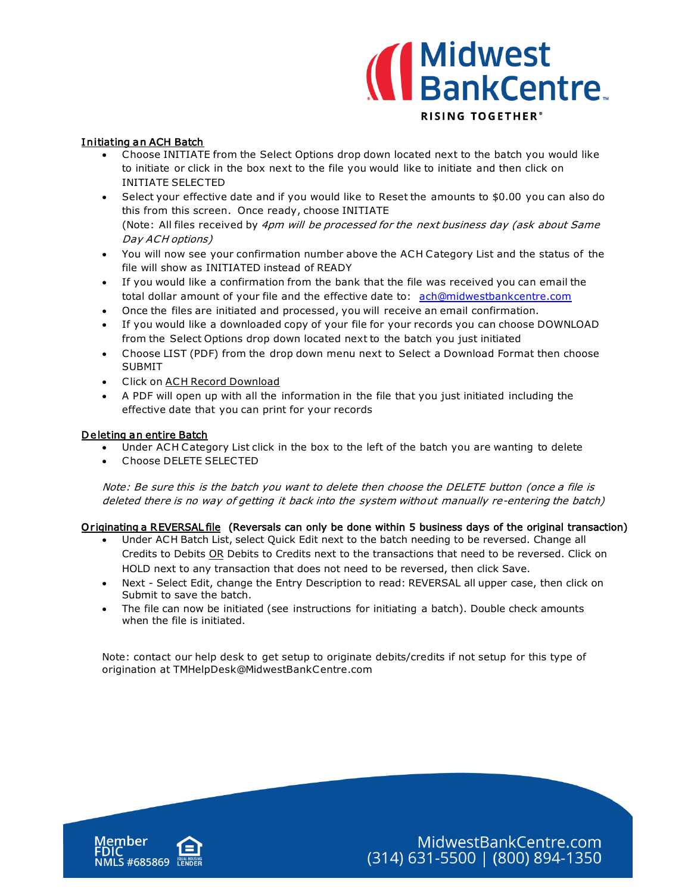## Initiating an ACH Batch

- Choose INITIATE from the Select Options drop down located next to the batch you would like to initiate or click in the box next to the file you would like to initiate and then click on INITIATE SELECTED
- Select your effective date and if you would like to Reset the amounts to $0.00 you can also do this from this screen. Once ready, choose INITIATE
  (Note: All files received by *4pm will be processed for the next business day (ask about Same Day ACH options)*
- You will now see your confirmation number above the ACH Category List and the status of the file will show as INITIATED instead of READY
- If you would like a confirmation from the bank that the file was received you can email the total dollar amount of your file and the effective date to: ach@midwestbankcentre.com
- Once the files are initiated and processed, you will receive an email confirmation.
- If you would like a downloaded copy of your file for your records you can choose DOWNLOAD from the Select Options drop down located next to the batch you just initiated
- Choose LIST (PDF) from the drop down menu next to Select a Download Format then choose SUBMIT
- Click on ACH Record Download
- A PDF will open up with all the information in the file that you just initiated including the effective date that you can print for your records

## Deleting an entire Batch

- Under ACH Category List click in the box to the left of the batch you are wanting to delete
- Choose DELETE SELECTED

*Note: Be sure this is the batch you want to delete then choose the DELETE button (once a file is deleted there is no way of getting it back into the system without manually re-entering the batch)*

## Originating a REVERSAL file (Reversals can only be done within 5 business days of the original transaction)

- Under ACH Batch List, select Quick Edit next to the batch needing to be reversed. Change all Credits to Debits OR Debits to Credits next to the transactions that need to be reversed. Click on HOLD next to any transaction that does not need to be reversed, then click Save.
- Next - Select Edit, change the Entry Description to read: REVERSAL all upper case, then click on Submit to save the batch.
- The file can now be initiated (see instructions for initiating a batch). Double check amounts when the file is initiated.

Note: contact our help desk to get setup to originate debits/credits if not setup for this type of origination at TMHelpDesk@MidwestBankCentre.com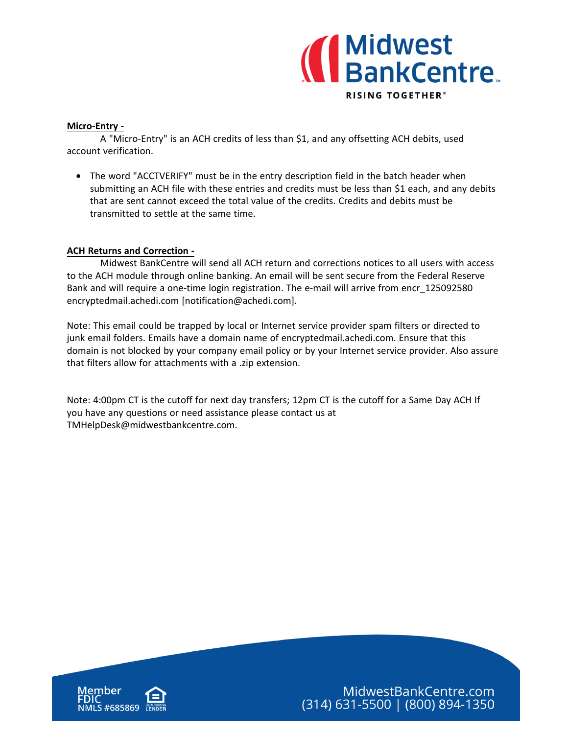**Micro-Entry -**

A "Micro-Entry" is an ACH credits of less than $1, and any offsetting ACH debits, used account verification.

- The word "ACCTVERIFY" must be in the entry description field in the batch header when submitting an ACH file with these entries and credits must be less than $1 each, and any debits that are sent cannot exceed the total value of the credits. Credits and debits must be transmitted to settle at the same time.

**ACH Returns and Correction -**

Midwest BankCentre will send all ACH return and corrections notices to all users with access to the ACH module through online banking. An email will be sent secure from the Federal Reserve Bank and will require a one-time login registration. The e-mail will arrive from encr_125092580 encryptedmail.achedi.com [notification@achedi.com].

Note: This email could be trapped by local or Internet service provider spam filters or directed to junk email folders. Emails have a domain name of encryptedmail.achedi.com. Ensure that this domain is not blocked by your company email policy or by your Internet service provider. Also assure that filters allow for attachments with a .zip extension.

Note: 4:00pm CT is the cutoff for next day transfers; 12pm CT is the cutoff for a Same Day ACH If you have any questions or need assistance please contact us at TMHelpDesk@midwestbankcentre.com.